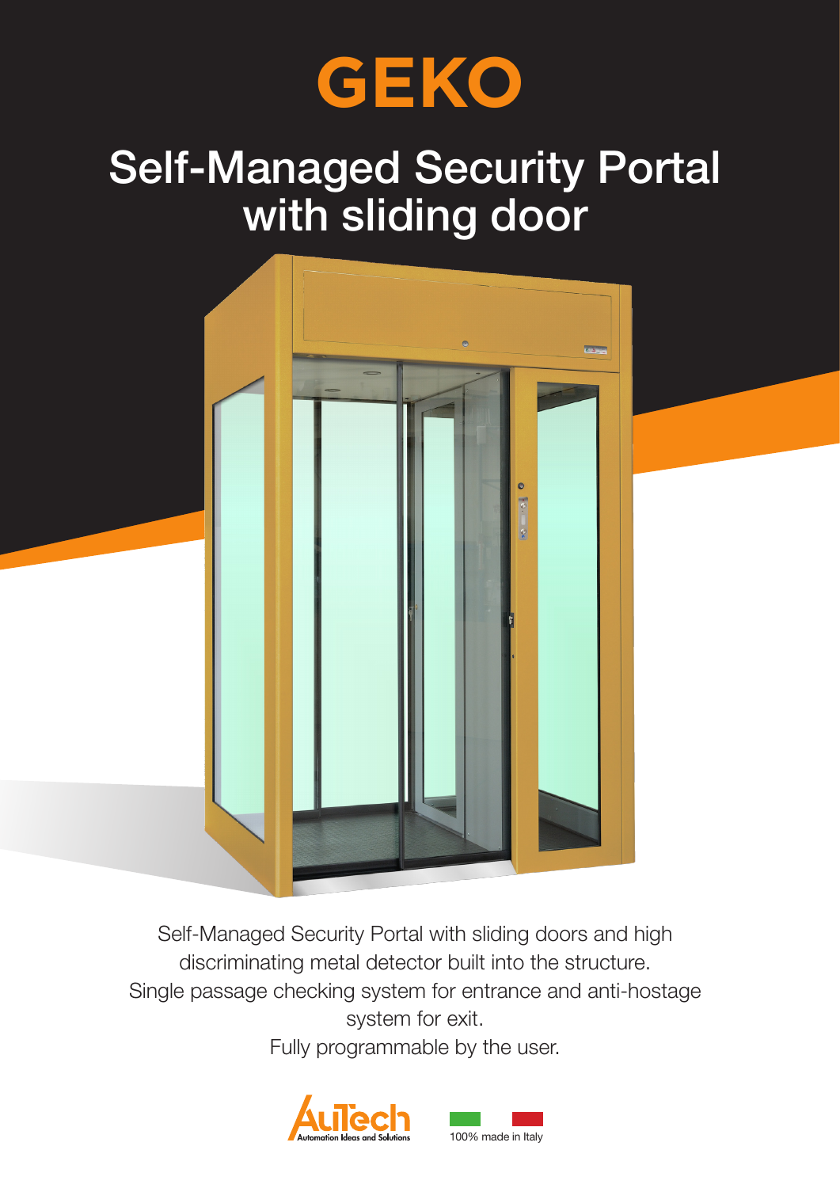# GEKO

## Self-Managed Security Portal with sliding door

Self-Managed Security Portal with sliding doors and high discriminating metal detector built into the structure.
Single passage checking system for entrance and anti-hostage system for exit.
Fully programmable by the user.

AuTech Automation Ideas and Solutions

100% made in Italy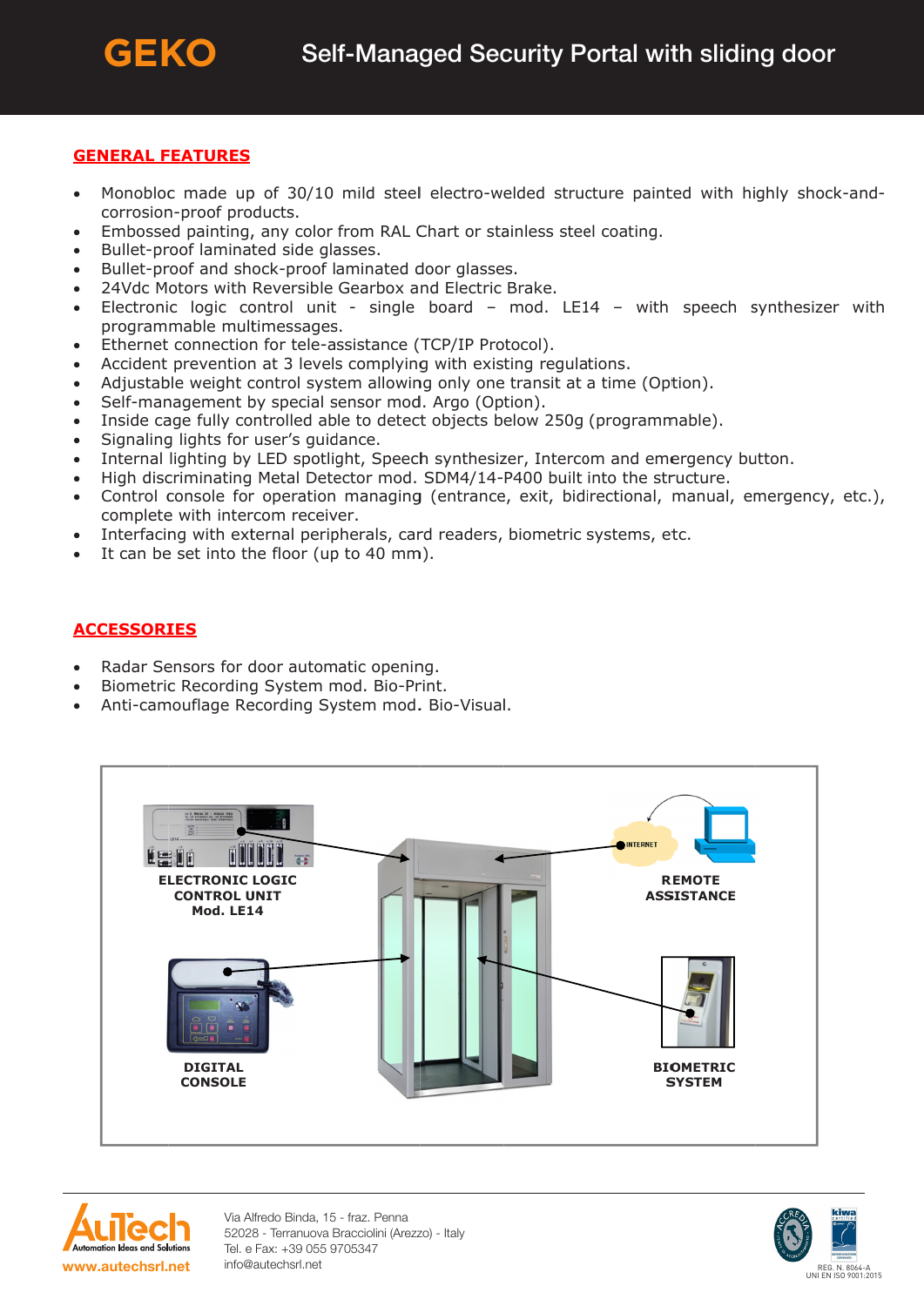# GEKO

## Self-Managed Security Portal with sliding door

## GENERAL FEATURES

- Monobloc made up of 30/10 mild steel electro-welded structure painted with highly shock-and-corrosion-proof products.
- Embossed painting, any color from RAL Chart or stainless steel coating.
- Bullet-proof laminated side glasses.
- Bullet-proof and shock-proof laminated door glasses.
- 24Vdc Motors with Reversible Gearbox and Electric Brake.
- Electronic logic control unit - single board – mod. LE14 – with speech synthesizer with programmable multimessages.
- Ethernet connection for tele-assistance (TCP/IP Protocol).
- Accident prevention at 3 levels complying with existing regulations.
- Adjustable weight control system allowing only one transit at a time (Option).
- Self-management by special sensor mod. Argo (Option).
- Inside cage fully controlled able to detect objects below 250g (programmable).
- Signaling lights for user's guidance.
- Internal lighting by LED spotlight, Speech synthesizer, Intercom and emergency button.
- High discriminating Metal Detector mod. SDM4/14-P400 built into the structure.
- Control console for operation managing (entrance, exit, bidirectional, manual, emergency, etc.), complete with intercom receiver.
- Interfacing with external peripherals, card readers, biometric systems, etc.
- It can be set into the floor (up to 40 mm).

## ACCESSORIES

- Radar Sensors for door automatic opening.
- Biometric Recording System mod. Bio-Print.
- Anti-camouflage Recording System mod. Bio-Visual.

ELECTRONIC LOGIC CONTROL UNIT Mod. LE14

REMOTE ASSISTANCE

DIGITAL CONSOLE

BIOMETRIC SYSTEM

AuTech Automation Ideas and Solutions
www.autechsrl.net

Via Alfredo Binda, 15 - fraz. Penna
52028 - Terranuova Bracciolini (Arezzo) - Italy
Tel. e Fax: +39 055 9705347
info@autechsrl.net

REG. N. 8064-A
UNI EN ISO 9001:2015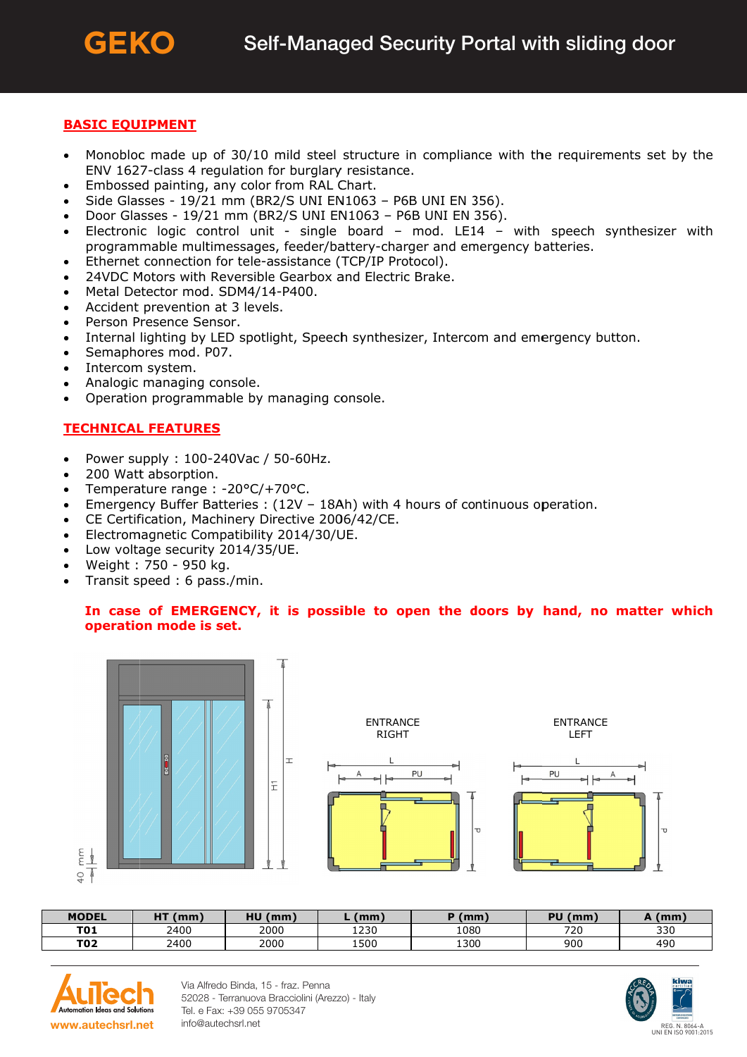# GEKO

## Self-Managed Security Portal with sliding door

### BASIC EQUIPMENT

- Monobloc made up of 30/10 mild steel structure in compliance with the requirements set by the ENV 1627-class 4 regulation for burglary resistance.
- Embossed painting, any color from RAL Chart.
- Side Glasses - 19/21 mm (BR2/S UNI EN1063 – P6B UNI EN 356).
- Door Glasses - 19/21 mm (BR2/S UNI EN1063 – P6B UNI EN 356).
- Electronic logic control unit - single board – mod. LE14 – with speech synthesizer with programmable multimessages, feeder/battery-charger and emergency batteries.
- Ethernet connection for tele-assistance (TCP/IP Protocol).
- 24VDC Motors with Reversible Gearbox and Electric Brake.
- Metal Detector mod. SDM4/14-P400.
- Accident prevention at 3 levels.
- Person Presence Sensor.
- Internal lighting by LED spotlight, Speech synthesizer, Intercom and emergency button.
- Semaphores mod. P07.
- Intercom system.
- Analogic managing console.
- Operation programmable by managing console.

### TECHNICAL FEATURES

- Power supply : 100-240Vac / 50-60Hz.
- 200 Watt absorption.
- Temperature range : -20°C/+70°C.
- Emergency Buffer Batteries : (12V – 18Ah) with 4 hours of continuous operation.
- CE Certification, Machinery Directive 2006/42/CE.
- Electromagnetic Compatibility 2014/30/UE.
- Low voltage security 2014/35/UE.
- Weight : 750 - 950 kg.
- Transit speed : 6 pass./min.

**In case of EMERGENCY, it is possible to open the doors by hand, no matter which operation mode is set.**

40 mm
H1
H

ENTRANCE RIGHT
L
A
PU
P

ENTRANCE LEFT
L
PU
A
P

| MODEL | HT (mm) | HU (mm) | L (mm) | P (mm) | PU (mm) | A (mm) |
|---|---|---|---|---|---|---|
| **T01** | 2400 | 2000 | 1230 | 1080 | 720 | 330 |
| **T02** | 2400 | 2000 | 1500 | 1300 | 900 | 490 |

AuTech Automation Ideas and Solutions
www.autechsrl.net

Via Alfredo Binda, 15 - fraz. Penna
52028 - Terranuova Bracciolini (Arezzo) - Italy
Tel. e Fax: +39 055 9705347
info@autechsrl.net

REG. N. 8064-A
UNI EN ISO 9001:2015